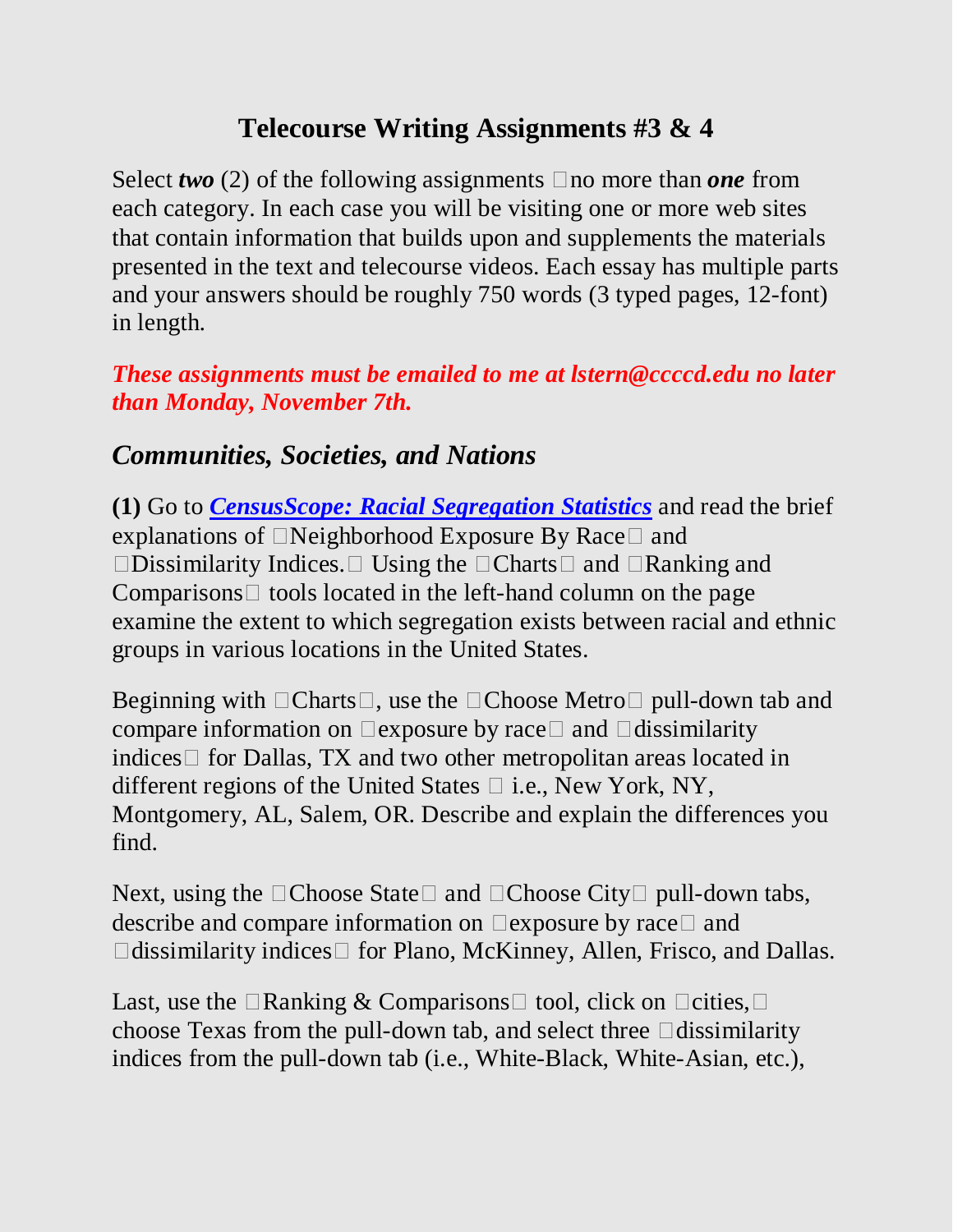# Telecourse Writing Assignments #3 & 4

Select ***two*** (2) of the following assignments no more than ***one*** from each category. In each case you will be visiting one or more web sites that contain information that builds upon and supplements the materials presented in the text and telecourse videos. Each essay has multiple parts and your answers should be roughly 750 words (3 typed pages, 12-font) in length.

***These assignments must be emailed to me at lstern@ccccd.edu no later than Monday, November 7th.***

## *Communities, Societies, and Nations*

**(1)** Go to [***CensusScope: Racial Segregation Statistics***]() and read the brief explanations of Neighborhood Exposure By Race and Dissimilarity Indices. Using the Charts and Ranking and Comparisons tools located in the left-hand column on the page examine the extent to which segregation exists between racial and ethnic groups in various locations in the United States.

Beginning with Charts, use the Choose Metro pull-down tab and compare information on exposure by race and dissimilarity indices for Dallas, TX and two other metropolitan areas located in different regions of the United States i.e., New York, NY, Montgomery, AL, Salem, OR. Describe and explain the differences you find.

Next, using the Choose State and Choose City pull-down tabs, describe and compare information on exposure by race and dissimilarity indices for Plano, McKinney, Allen, Frisco, and Dallas.

Last, use the Ranking & Comparisons tool, click on cities, choose Texas from the pull-down tab, and select three dissimilarity indices from the pull-down tab (i.e., White-Black, White-Asian, etc.),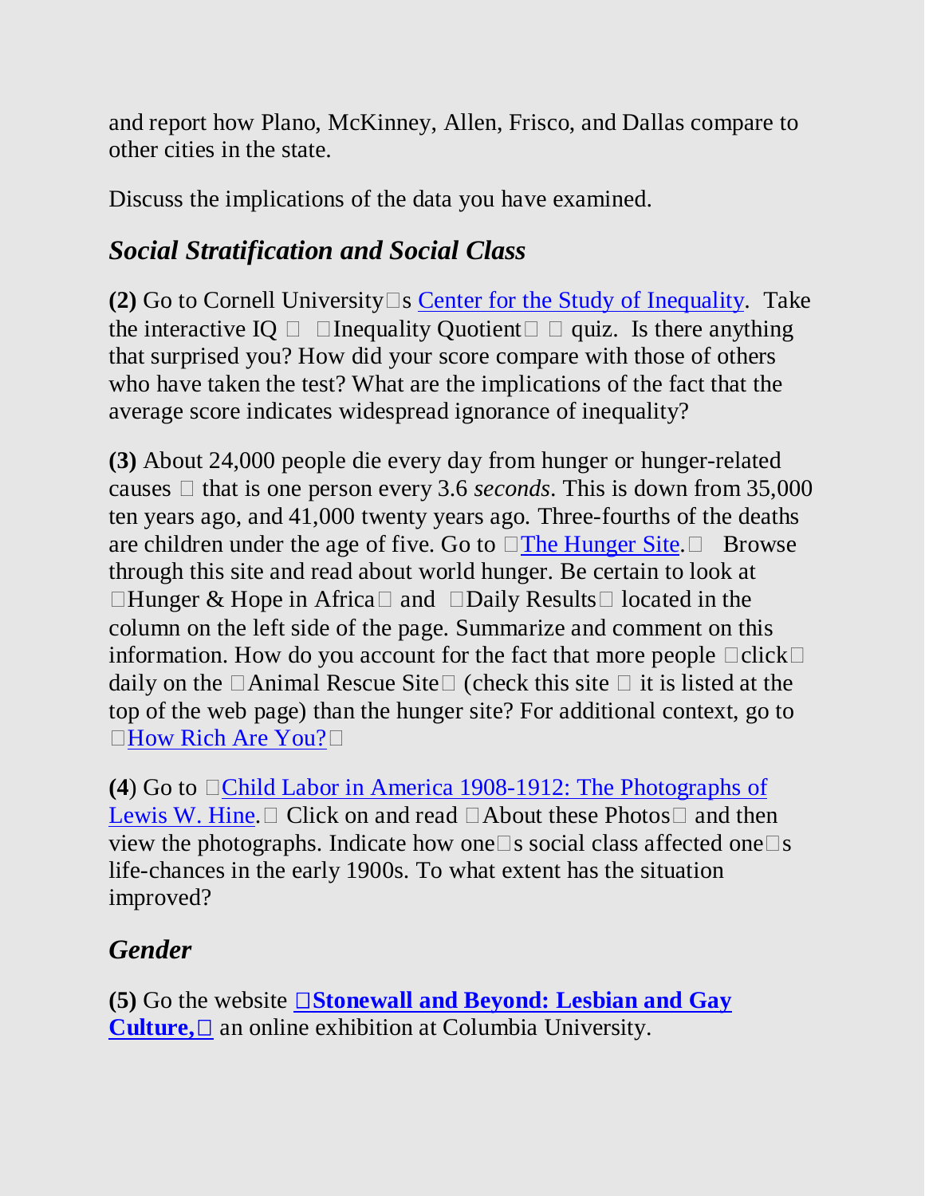and report how Plano, McKinney, Allen, Frisco, and Dallas compare to other cities in the state.

Discuss the implications of the data you have examined.

## *Social Stratification and Social Class*

**(2)** Go to Cornell University□s Center for the Study of Inequality. Take the interactive IQ □ □Inequality Quotient□ □ quiz. Is there anything that surprised you? How did your score compare with those of others who have taken the test? What are the implications of the fact that the average score indicates widespread ignorance of inequality?

**(3)** About 24,000 people die every day from hunger or hunger-related causes □ that is one person every 3.6 *seconds*. This is down from 35,000 ten years ago, and 41,000 twenty years ago. Three-fourths of the deaths are children under the age of five. Go to □The Hunger Site.□ Browse through this site and read about world hunger. Be certain to look at □Hunger & Hope in Africa□ and □Daily Results□ located in the column on the left side of the page. Summarize and comment on this information. How do you account for the fact that more people □click□ daily on the □Animal Rescue Site□ (check this site □ it is listed at the top of the web page) than the hunger site? For additional context, go to □How Rich Are You?□

**(4)** Go to □Child Labor in America 1908-1912: The Photographs of Lewis W. Hine.□ Click on and read □About these Photos□ and then view the photographs. Indicate how one□s social class affected one□s life-chances in the early 1900s. To what extent has the situation improved?

## *Gender*

**(5)** Go the website **□Stonewall and Beyond: Lesbian and Gay Culture,□** an online exhibition at Columbia University.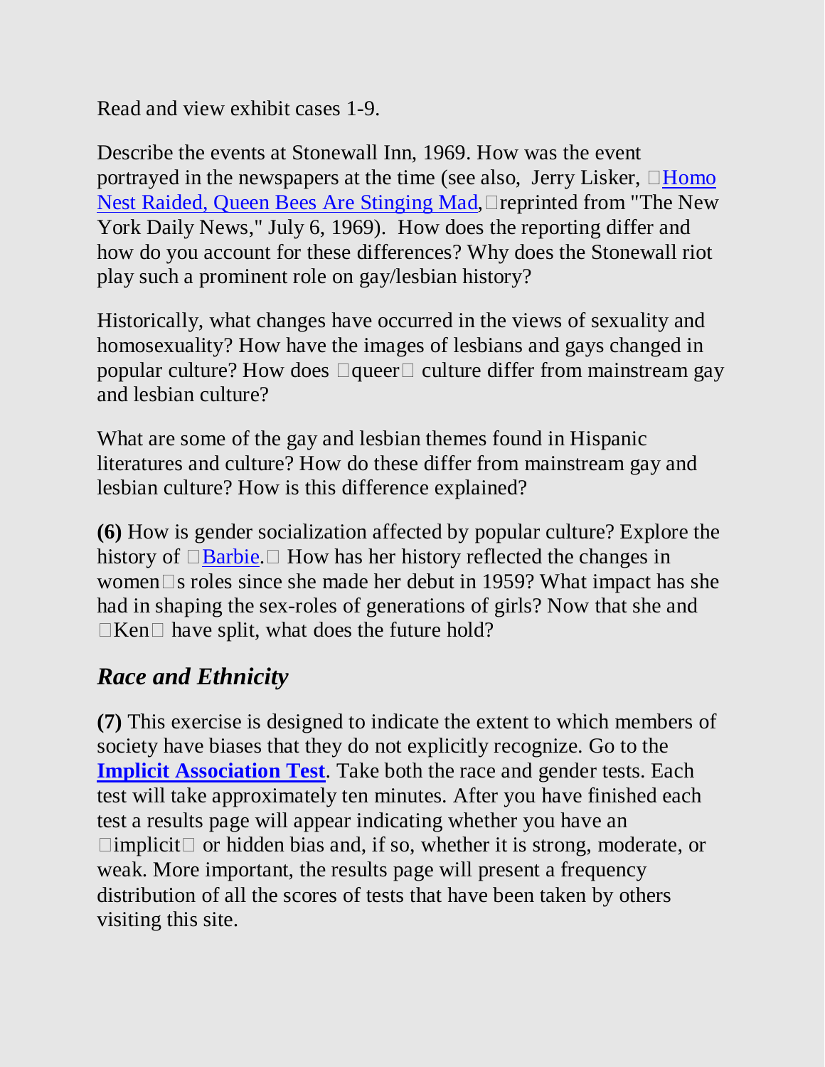Read and view exhibit cases 1-9.

Describe the events at Stonewall Inn, 1969. How was the event portrayed in the newspapers at the time (see also, Jerry Lisker, "Homo Nest Raided, Queen Bees Are Stinging Mad," reprinted from "The New York Daily News," July 6, 1969). How does the reporting differ and how do you account for these differences? Why does the Stonewall riot play such a prominent role on gay/lesbian history?

Historically, what changes have occurred in the views of sexuality and homosexuality? How have the images of lesbians and gays changed in popular culture? How does "queer" culture differ from mainstream gay and lesbian culture?

What are some of the gay and lesbian themes found in Hispanic literatures and culture? How do these differ from mainstream gay and lesbian culture? How is this difference explained?

**(6)** How is gender socialization affected by popular culture? Explore the history of "Barbie." How has her history reflected the changes in women's roles since she made her debut in 1959? What impact has she had in shaping the sex-roles of generations of girls? Now that she and "Ken" have split, what does the future hold?

## *Race and Ethnicity*

**(7)** This exercise is designed to indicate the extent to which members of society have biases that they do not explicitly recognize. Go to the **Implicit Association Test**. Take both the race and gender tests. Each test will take approximately ten minutes. After you have finished each test a results page will appear indicating whether you have an "implicit" or hidden bias and, if so, whether it is strong, moderate, or weak. More important, the results page will present a frequency distribution of all the scores of tests that have been taken by others visiting this site.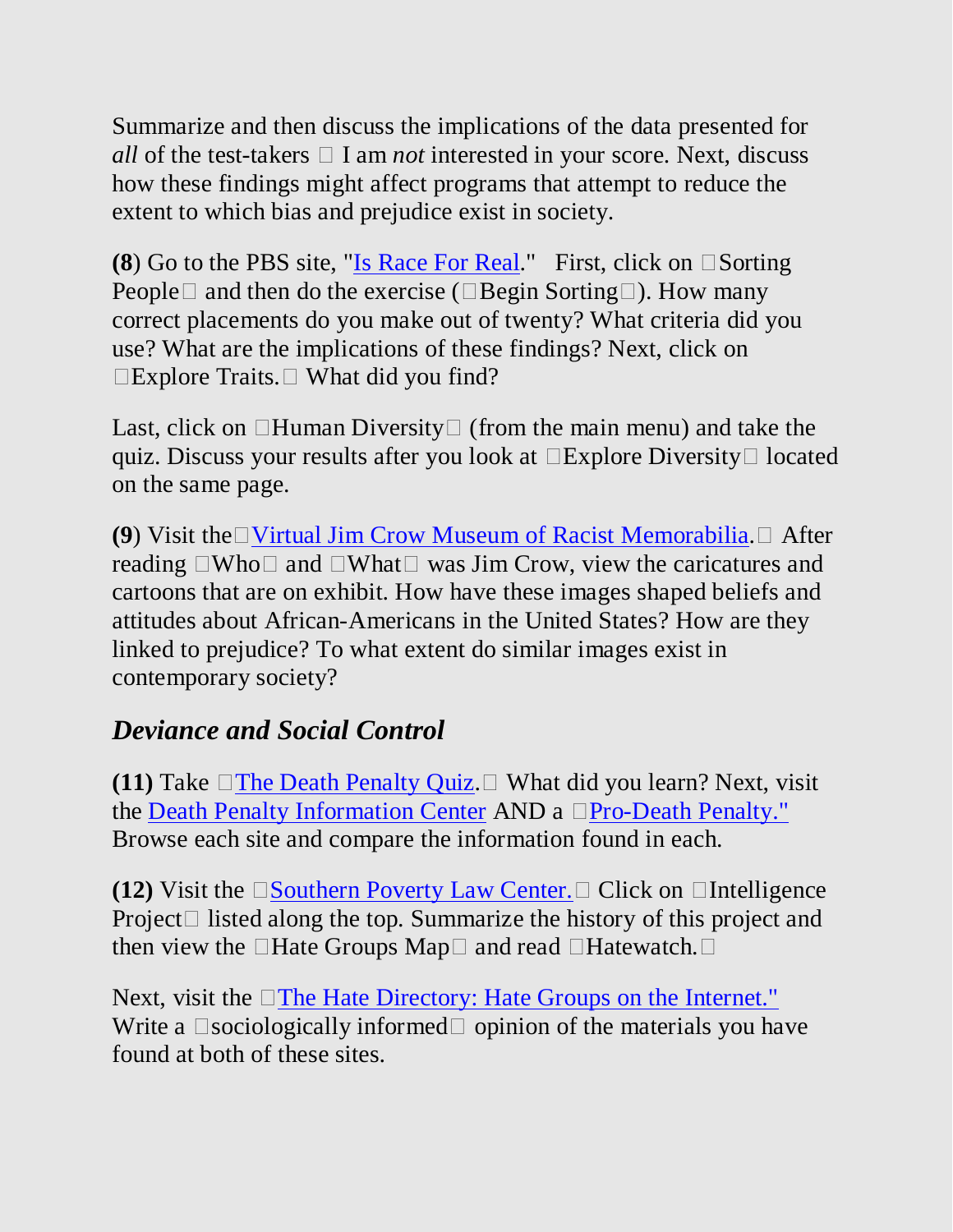Summarize and then discuss the implications of the data presented for *all* of the test-takers  I am *not* interested in your score. Next, discuss how these findings might affect programs that attempt to reduce the extent to which bias and prejudice exist in society.

**(8**) Go to the PBS site, "Is Race For Real."  First, click on Sorting People and then do the exercise (Begin Sorting). How many correct placements do you make out of twenty? What criteria did you use? What are the implications of these findings? Next, click on Explore Traits. What did you find?

Last, click on Human Diversity (from the main menu) and take the quiz. Discuss your results after you look at Explore Diversity located on the same page.

**(9**) Visit the Virtual Jim Crow Museum of Racist Memorabilia. After reading Who and What was Jim Crow, view the caricatures and cartoons that are on exhibit. How have these images shaped beliefs and attitudes about African-Americans in the United States? How are they linked to prejudice? To what extent do similar images exist in contemporary society?

### *Deviance and Social Control*

**(11)** Take The Death Penalty Quiz. What did you learn? Next, visit the Death Penalty Information Center AND a Pro-Death Penalty." Browse each site and compare the information found in each.

**(12)** Visit the Southern Poverty Law Center. Click on Intelligence Project listed along the top. Summarize the history of this project and then view the Hate Groups Map and read Hatewatch.

Next, visit the The Hate Directory: Hate Groups on the Internet." Write a sociologically informed opinion of the materials you have found at both of these sites.